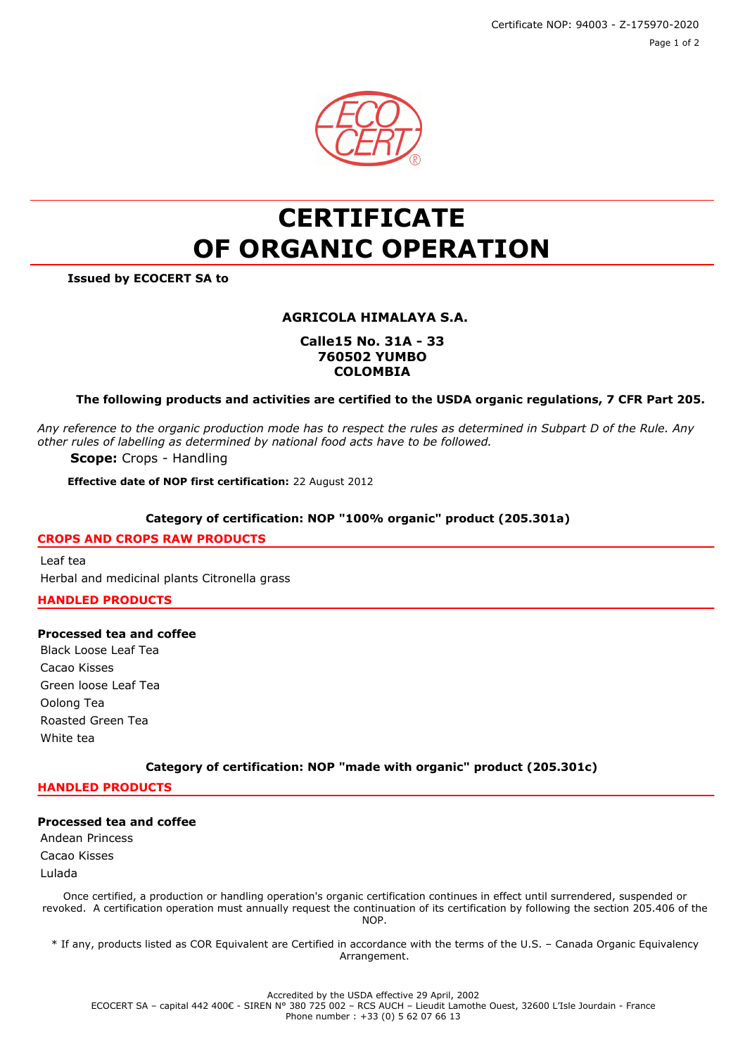Certificate NOP: 94003 - Z-175970-2020

# CERTIFICATE OF ORGANIC OPERATION

**Issued by ECOCERT SA to**

**AGRICOLA HIMALAYA S.A.**

**Calle15 No. 31A - 33**
**760502 YUMBO**
**COLOMBIA**

**The following products and activities are certified to the USDA organic regulations, 7 CFR Part 205.**

*Any reference to the organic production mode has to respect the rules as determined in Subpart D of the Rule. Any other rules of labelling as determined by national food acts have to be followed.*

**Scope:** Crops - Handling

**Effective date of NOP first certification:** 22 August 2012

**Category of certification: NOP "100% organic" product (205.301a)**

## CROPS AND CROPS RAW PRODUCTS

Leaf tea
Herbal and medicinal plants Citronella grass

## HANDLED PRODUCTS

**Processed tea and coffee**

Black Loose Leaf Tea
Cacao Kisses
Green loose Leaf Tea
Oolong Tea
Roasted Green Tea
White tea

**Category of certification: NOP "made with organic" product (205.301c)**

## HANDLED PRODUCTS

**Processed tea and coffee**

Andean Princess
Cacao Kisses
Lulada

Once certified, a production or handling operation's organic certification continues in effect until surrendered, suspended or revoked. A certification operation must annually request the continuation of its certification by following the section 205.406 of the NOP.

* If any, products listed as COR Equivalent are Certified in accordance with the terms of the U.S. – Canada Organic Equivalency Arrangement.

Accredited by the USDA effective 29 April, 2002
ECOCERT SA – capital 442 400€ - SIREN N° 380 725 002 – RCS AUCH – Lieudit Lamothe Ouest, 32600 L'Isle Jourdain - France
Phone number : +33 (0) 5 62 07 66 13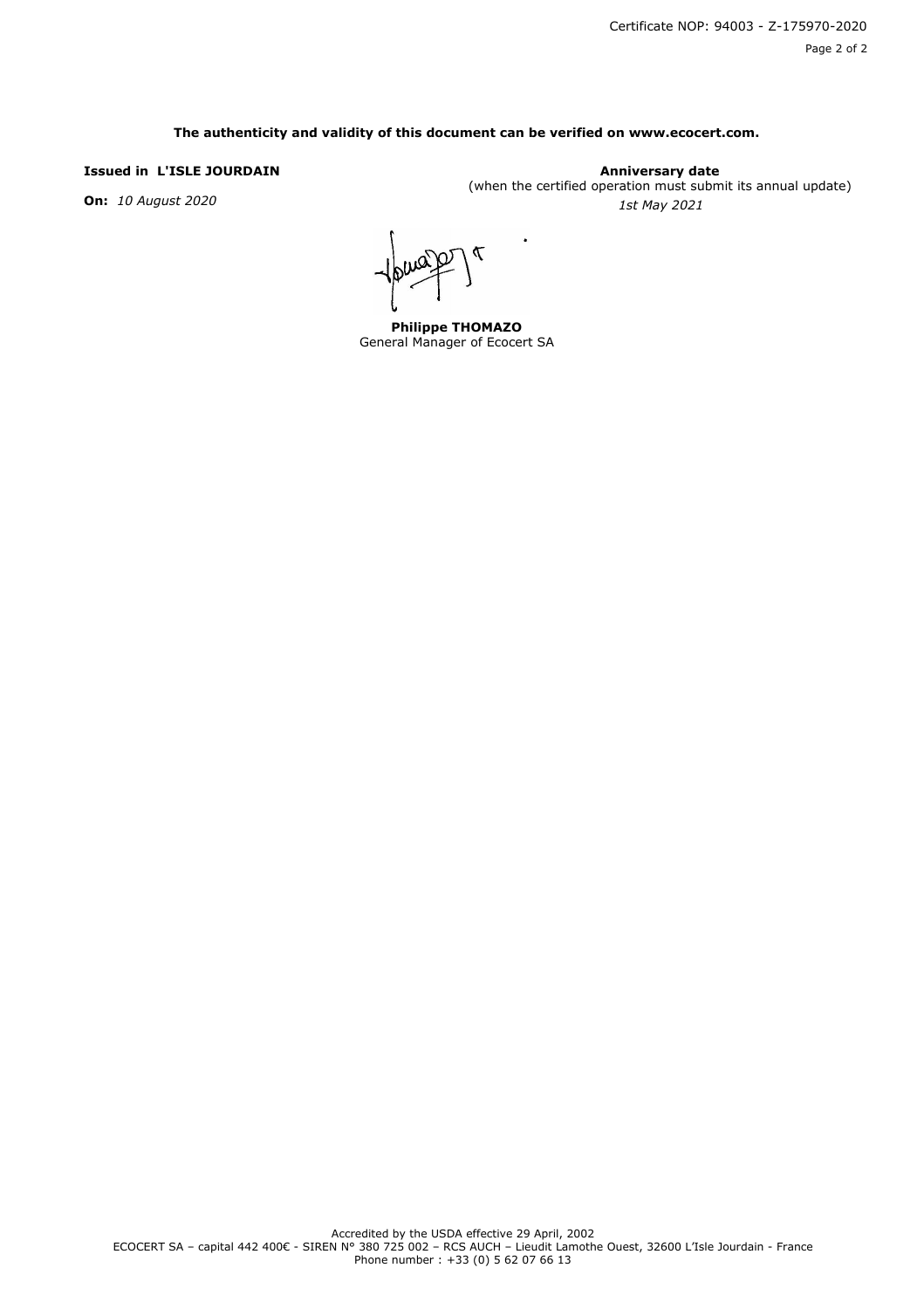**The authenticity and validity of this document can be verified on www.ecocert.com.**

**Issued in L'ISLE JOURDAIN**

**On:** *10 August 2020*

**Anniversary date**
(when the certified operation must submit its annual update)
*1st May 2021*

**Philippe THOMAZO**
General Manager of Ecocert SA

Accredited by the USDA effective 29 April, 2002
ECOCERT SA – capital 442 400€ - SIREN N° 380 725 002 – RCS AUCH – Lieudit Lamothe Ouest, 32600 L'Isle Jourdain - France
Phone number : +33 (0) 5 62 07 66 13